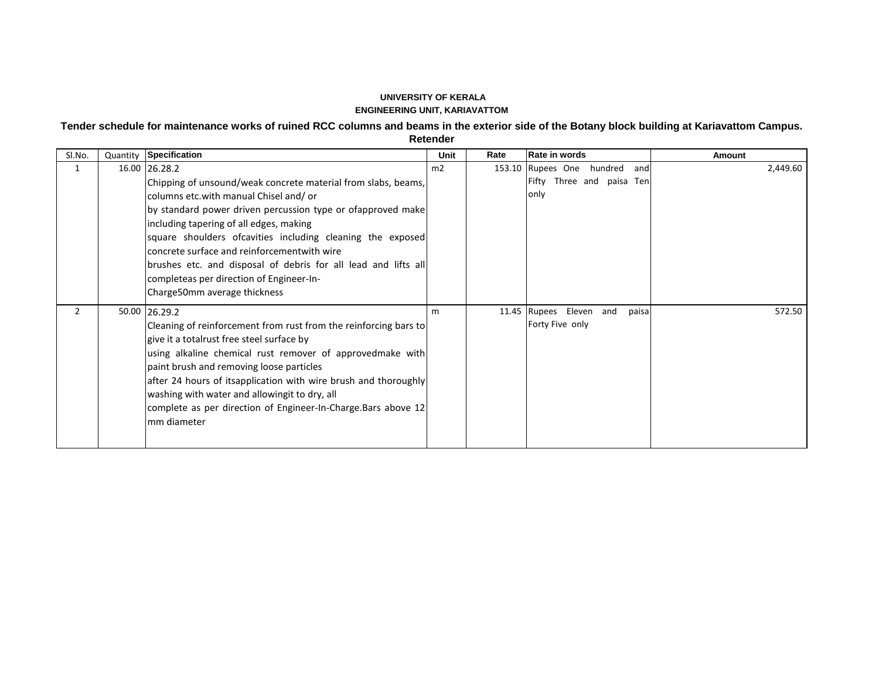**UNIVERSITY OF KERALA**

**ENGINEERING UNIT, KARIAVATTOM**

**Tender schedule for maintenance works of ruined RCC columns and beams in the exterior side of the Botany block building at Kariavattom Campus. Retender**

| Sl.No. | Quantity | Specification | Unit | Rate | Rate in words | Amount |
|---|---|---|---|---|---|---|
| 1 | 16.00 | 26.28.2<br>Chipping of unsound/weak concrete material from slabs, beams, columns etc.with manual Chisel and/ or by standard power driven percussion type or ofapproved make including tapering of all edges, making square shoulders ofcavities including cleaning the exposed concrete surface and reinforcementwith wire brushes etc. and disposal of debris for all lead and lifts all completeas per direction of Engineer-In-Charge50mm average thickness | m2 | 153.10 | Rupees One hundred and Fifty Three and paisa Ten only | 2,449.60 |
| 2 | 50.00 | 26.29.2<br>Cleaning of reinforcement from rust from the reinforcing bars to give it a totalrust free steel surface by using alkaline chemical rust remover of approvedmake with paint brush and removing loose particles after 24 hours of itsapplication with wire brush and thoroughly washing with water and allowingit to dry, all complete as per direction of Engineer-In-Charge.Bars above 12 mm diameter | m | 11.45 | Rupees Eleven and paisa Forty Five only | 572.50 |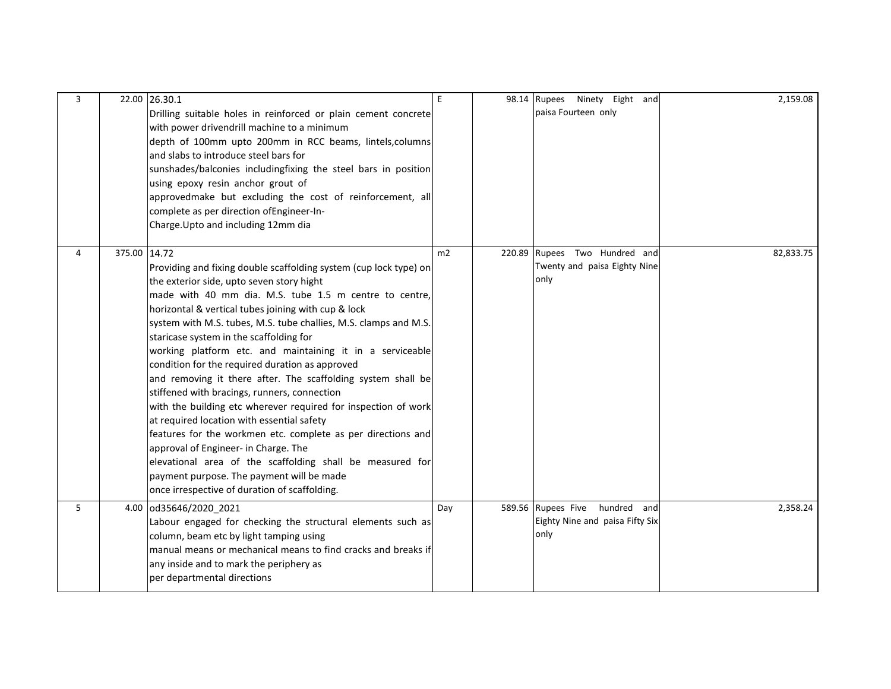| | | | | | | |
|---|---|---|---|---|---|---|
| 3 | 22.00 | 26.30.1<br>Drilling suitable holes in reinforced or plain cement concrete with power drivendrill machine to a minimum<br>depth of 100mm upto 200mm in RCC beams, lintels,columns and slabs to introduce steel bars for<br>sunshades/balconies includingfixing the steel bars in position using epoxy resin anchor grout of<br>approvedmake but excluding the cost of reinforcement, all complete as per direction ofEngineer-In-<br>Charge.Upto and including 12mm dia | E | 98.14 | Rupees Ninety Eight and paisa Fourteen only | 2,159.08 |
| 4 | 375.00 | 14.72<br>Providing and fixing double scaffolding system (cup lock type) on the exterior side, upto seven story hight<br>made with 40 mm dia. M.S. tube 1.5 m centre to centre, horizontal & vertical tubes joining with cup & lock<br>system with M.S. tubes, M.S. tube challies, M.S. clamps and M.S. staricase system in the scaffolding for<br>working platform etc. and maintaining it in a serviceable condition for the required duration as approved<br>and removing it there after. The scaffolding system shall be stiffened with bracings, runners, connection<br>with the building etc wherever required for inspection of work at required location with essential safety<br>features for the workmen etc. complete as per directions and approval of Engineer- in Charge. The<br>elevational area of the scaffolding shall be measured for payment purpose. The payment will be made<br>once irrespective of duration of scaffolding. | m2 | 220.89 | Rupees Two Hundred and Twenty and paisa Eighty Nine only | 82,833.75 |
| 5 | 4.00 | od35646/2020_2021<br>Labour engaged for checking the structural elements such as column, beam etc by light tamping using<br>manual means or mechanical means to find cracks and breaks if any inside and to mark the periphery as<br>per departmental directions | Day | 589.56 | Rupees Five hundred and Eighty Nine and paisa Fifty Six only | 2,358.24 |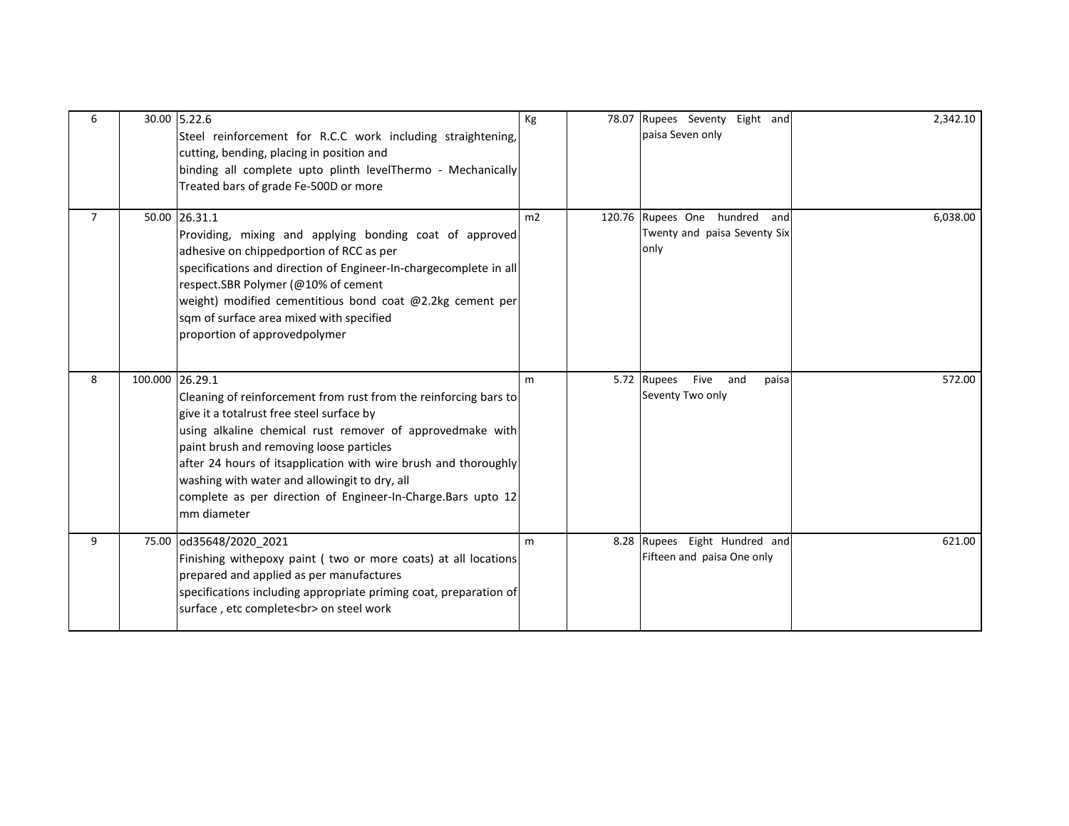| 6 | 30.00 | 5.22.6<br>Steel reinforcement for R.C.C work including straightening, cutting, bending, placing in position and<br>binding all complete upto plinth levelThermo - Mechanically Treated bars of grade Fe-500D or more | Kg | 78.07 | Rupees Seventy Eight and paisa Seven only | 2,342.10 |
|---|---|---|---|---|---|---|
| 7 | 50.00 | 26.31.1<br>Providing, mixing and applying bonding coat of approved adhesive on chippedportion of RCC as per<br>specifications and direction of Engineer-In-chargecomplete in all respect.SBR Polymer (@10% of cement<br>weight) modified cementitious bond coat @2.2kg cement per sqm of surface area mixed with specified<br>proportion of approvedpolymer | m2 | 120.76 | Rupees One hundred and Twenty and paisa Seventy Six only | 6,038.00 |
| 8 | 100.000 | 26.29.1<br>Cleaning of reinforcement from rust from the reinforcing bars to give it a totalrust free steel surface by<br>using alkaline chemical rust remover of approvedmake with paint brush and removing loose particles<br>after 24 hours of itsapplication with wire brush and thoroughly washing with water and allowingit to dry, all<br>complete as per direction of Engineer-In-Charge.Bars upto 12 mm diameter | m | 5.72 | Rupees Five and paisa Seventy Two only | 572.00 |
| 9 | 75.00 | od35648/2020_2021<br>Finishing withepoxy paint ( two or more coats) at all locations prepared and applied as per manufactures<br>specifications including appropriate priming coat, preparation of surface , etc complete<br> on steel work | m | 8.28 | Rupees Eight Hundred and Fifteen and paisa One only | 621.00 |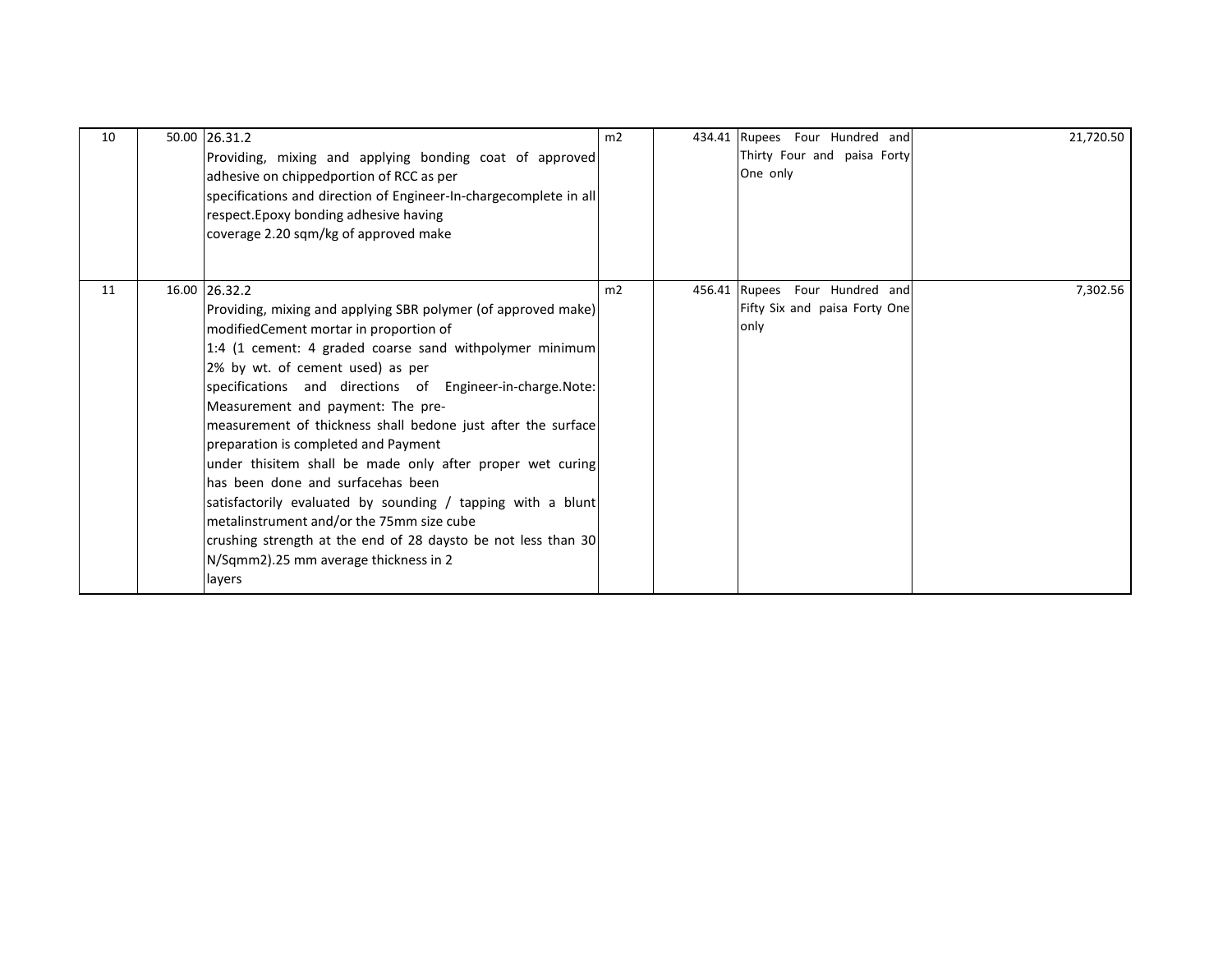| 10 | 50.00 | 26.31.2<br>Providing, mixing and applying bonding coat of approved adhesive on chippedportion of RCC as per<br>specifications and direction of Engineer-In-chargecomplete in all respect.Epoxy bonding adhesive having<br>coverage 2.20 sqm/kg of approved make | m2 | 434.41 | Rupees Four Hundred and Thirty Four and paisa Forty One only | 21,720.50 |
|---|---|---|---|---|---|---|
| 11 | 16.00 | 26.32.2<br>Providing, mixing and applying SBR polymer (of approved make) modifiedCement mortar in proportion of<br>1:4 (1 cement: 4 graded coarse sand withpolymer minimum 2% by wt. of cement used) as per<br>specifications and directions of Engineer-in-charge.Note: Measurement and payment: The pre-<br>measurement of thickness shall bedone just after the surface preparation is completed and Payment<br>under thisitem shall be made only after proper wet curing has been done and surfacehas been<br>satisfactorily evaluated by sounding / tapping with a blunt metalinstrument and/or the 75mm size cube<br>crushing strength at the end of 28 daysto be not less than 30 N/Sqmm2).25 mm average thickness in 2<br>layers | m2 | 456.41 | Rupees Four Hundred and Fifty Six and paisa Forty One only | 7,302.56 |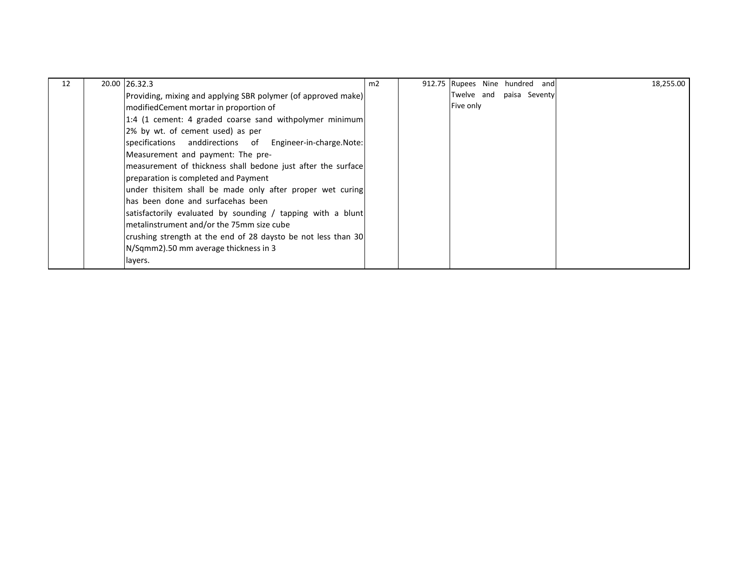| 12 | 20.00 | 26.32.3<br>Providing, mixing and applying SBR polymer (of approved make) modifiedCement mortar in proportion of<br>1:4 (1 cement: 4 graded coarse sand withpolymer minimum 2% by wt. of cement used) as per<br>specifications anddirections of Engineer-in-charge.Note: Measurement and payment: The pre-<br>measurement of thickness shall bedone just after the surface preparation is completed and Payment<br>under thisitem shall be made only after proper wet curing has been done and surfacehas been<br>satisfactorily evaluated by sounding / tapping with a blunt metalinstrument and/or the 75mm size cube<br>crushing strength at the end of 28 daysto be not less than 30 N/Sqmm2).50 mm average thickness in 3<br>layers. | m2 | 912.75 | Rupees Nine hundred and Twelve and paisa Seventy Five only | 18,255.00 |
|---|---|---|---|---|---|---|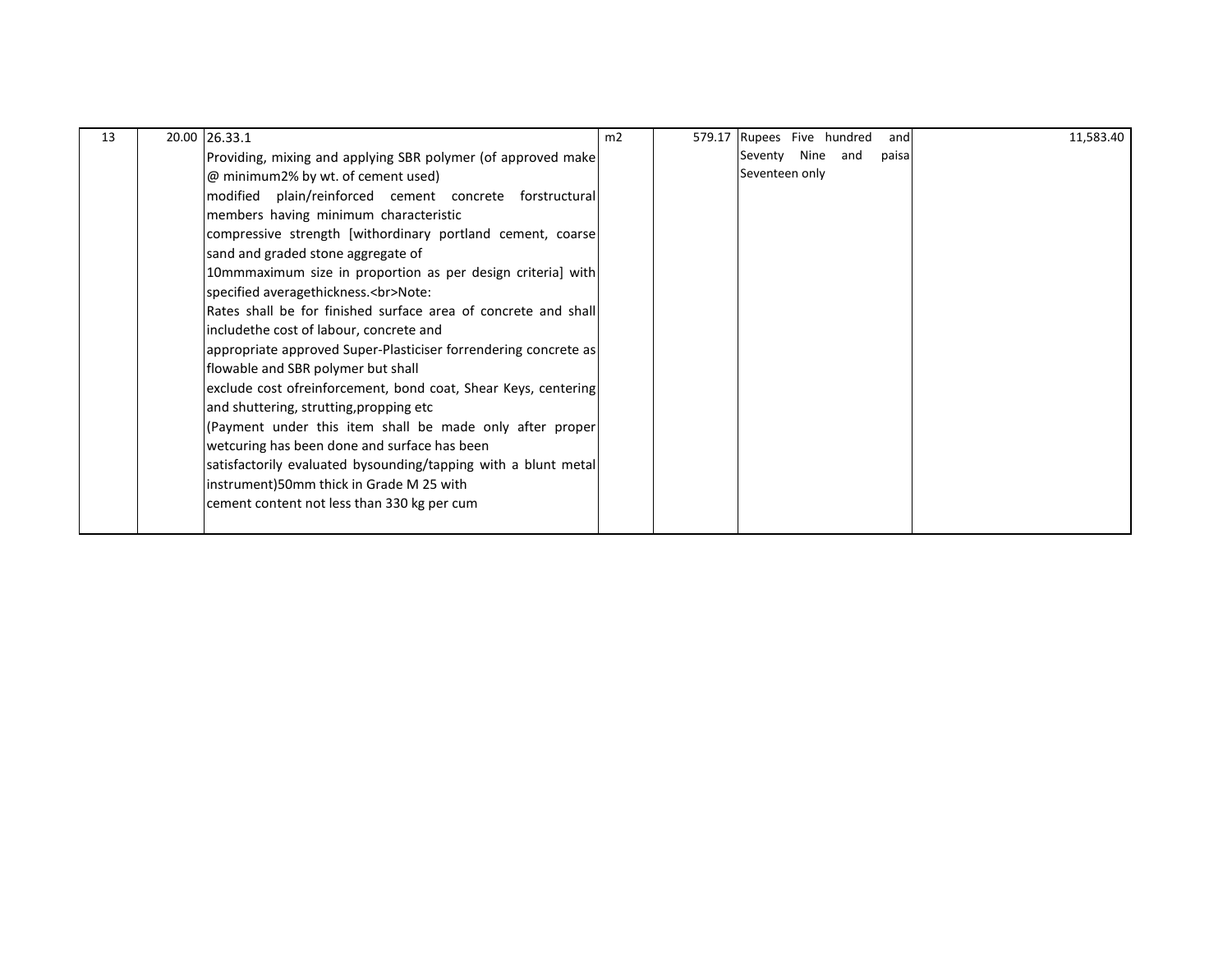| 13 | 20.00 | 26.33.1<br>Providing, mixing and applying SBR polymer (of approved make @ minimum2% by wt. of cement used)<br>modified plain/reinforced cement concrete forstructural members having minimum characteristic<br>compressive strength [withordinary portland cement, coarse sand and graded stone aggregate of<br>10mmmaximum size in proportion as per design criteria] with specified averagethickness.<br>Note:<br>Rates shall be for finished surface area of concrete and shall includethe cost of labour, concrete and<br>appropriate approved Super-Plasticiser forrendering concrete as flowable and SBR polymer but shall<br>exclude cost ofreinforcement, bond coat, Shear Keys, centering and shuttering, strutting,propping etc<br>(Payment under this item shall be made only after proper wetcuring has been done and surface has been<br>satisfactorily evaluated bysounding/tapping with a blunt metal instrument)50mm thick in Grade M 25 with<br>cement content not less than 330 kg per cum | m2 | 579.17 | Rupees Five hundred and Seventy Nine and paisa Seventeen only | 11,583.40 |
|---|---|---|---|---|---|---|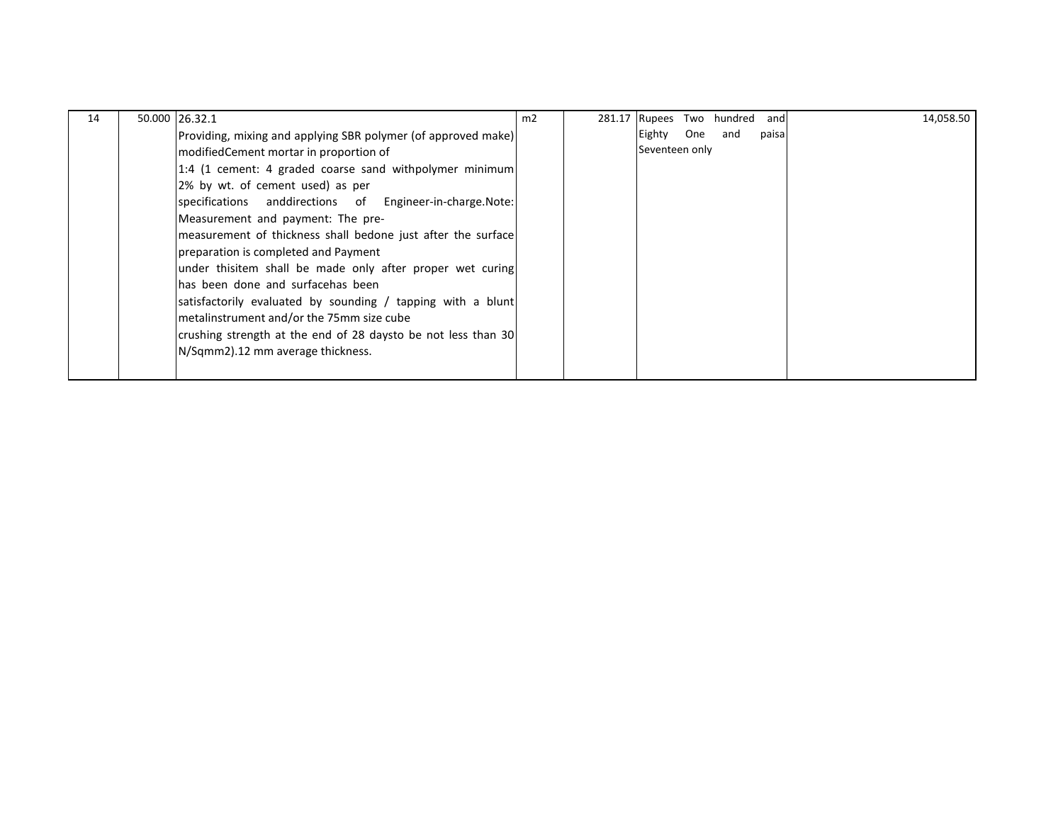| | | | | | | |
|---|---|---|---|---|---|---|
| 14 | 50.000 | 26.32.1<br>Providing, mixing and applying SBR polymer (of approved make) modifiedCement mortar in proportion of<br>1:4 (1 cement: 4 graded coarse sand withpolymer minimum 2% by wt. of cement used) as per<br>specifications anddirections of Engineer-in-charge.Note: Measurement and payment: The pre-<br>measurement of thickness shall bedone just after the surface preparation is completed and Payment<br>under thisitem shall be made only after proper wet curing has been done and surfacehas been<br>satisfactorily evaluated by sounding / tapping with a blunt metalinstrument and/or the 75mm size cube<br>crushing strength at the end of 28 daysto be not less than 30 N/Sqmm2).12 mm average thickness. | m2 | 281.17 | Rupees Two hundred and Eighty One and paisa Seventeen only | 14,058.50 |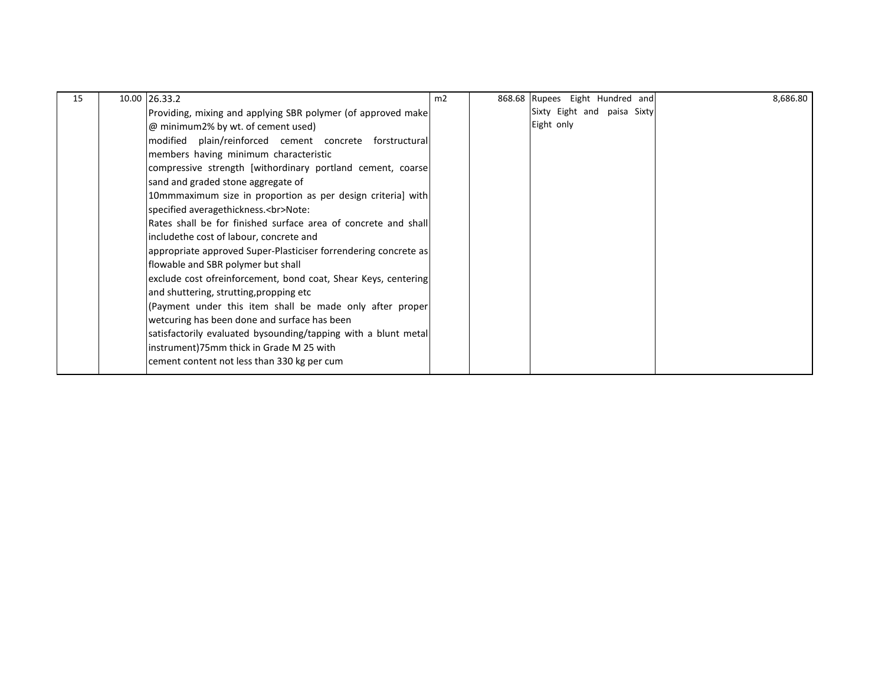| 15 | 10.00 | 26.33.2<br>Providing, mixing and applying SBR polymer (of approved make @ minimum2% by wt. of cement used)<br>modified plain/reinforced cement concrete forstructural members having minimum characteristic<br>compressive strength [withordinary portland cement, coarse sand and graded stone aggregate of<br>10mmmaximum size in proportion as per design criteria] with specified averagethickness.<br>Note:<br>Rates shall be for finished surface area of concrete and shall includethe cost of labour, concrete and<br>appropriate approved Super-Plasticiser forrendering concrete as flowable and SBR polymer but shall<br>exclude cost ofreinforcement, bond coat, Shear Keys, centering and shuttering, strutting,propping etc<br>(Payment under this item shall be made only after proper wetcuring has been done and surface has been<br>satisfactorily evaluated bysounding/tapping with a blunt metal instrument)75mm thick in Grade M 25 with<br>cement content not less than 330 kg per cum | m2 | 868.68 | Rupees Eight Hundred and Sixty Eight and paisa Sixty Eight only | 8,686.80 |
|---|---|---|---|---|---|---|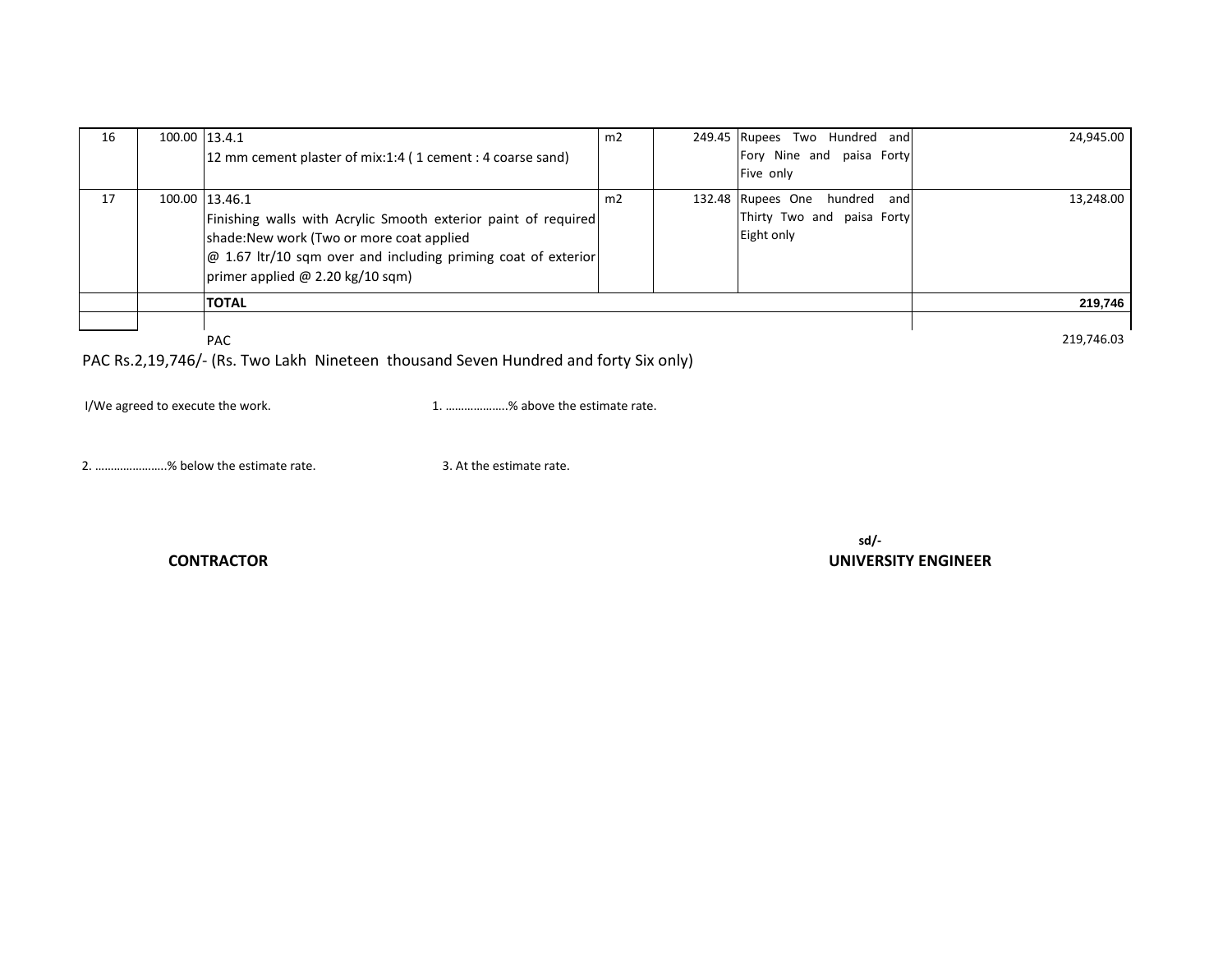| | | | | | | |
|---|---|---|---|---|---|---|
| 16 | 100.00 | 13.4.1<br>12 mm cement plaster of mix:1:4 ( 1 cement : 4 coarse sand) | m2 | 249.45 | Rupees Two Hundred and Fory Nine and paisa Forty Five only | 24,945.00 |
| 17 | 100.00 | 13.46.1<br>Finishing walls with Acrylic Smooth exterior paint of required shade:New work (Two or more coat applied<br>@ 1.67 ltr/10 sqm over and including priming coat of exterior primer applied @ 2.20 kg/10 sqm) | m2 | 132.48 | Rupees One hundred and Thirty Two and paisa Forty Eight only | 13,248.00 |
| | | **TOTAL** | | | | **219,746** |
| | | | | | | |
| | | PAC | | | | 219,746.03 |

PAC Rs.2,19,746/- (Rs. Two Lakh Nineteen thousand Seven Hundred and forty Six only)

I/We agreed to execute the work.

1. ………………..% above the estimate rate.

2. …………………..% below the estimate rate.

3. At the estimate rate.

sd/-

**CONTRACTOR**

**UNIVERSITY ENGINEER**